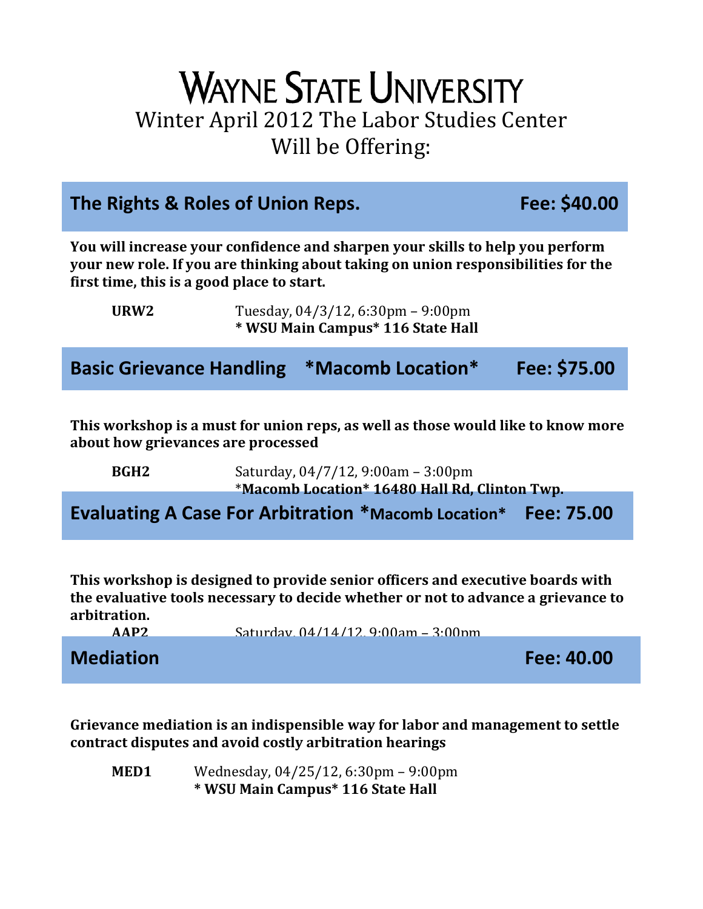# WAYNE STATE UNIVERSITY

Winter April 2012 The Labor Studies Center Will be Offering:

## The Rights & Roles of Union Reps. Fee: $40.00

**You will increase your confidence and sharpen your skills to help you perform your new role. If you are thinking about taking on union responsibilities for the first time, this is a good place to start.**

**URW2** Tuesday, 04/3/12, 6:30pm – 9:00pm
**\* WSU Main Campus\* 116 State Hall**

## Basic Grievance Handling \*Macomb Location\* Fee: $75.00

**This workshop is a must for union reps, as well as those would like to know more about how grievances are processed**

**BGH2** Saturday, 04/7/12, 9:00am – 3:00pm
\***Macomb Location\* 16480 Hall Rd, Clinton Twp.**

## Evaluating A Case For Arbitration \*Macomb Location\* Fee: 75.00

**This workshop is designed to provide senior officers and executive boards with the evaluative tools necessary to decide whether or not to advance a grievance to arbitration.**

**AAP2** Saturday, 04/14/12, 9:00am – 3:00pm

## Mediation Fee: 40.00

**Grievance mediation is an indispensible way for labor and management to settle contract disputes and avoid costly arbitration hearings**

**MED1** Wednesday, 04/25/12, 6:30pm – 9:00pm
**\* WSU Main Campus\* 116 State Hall**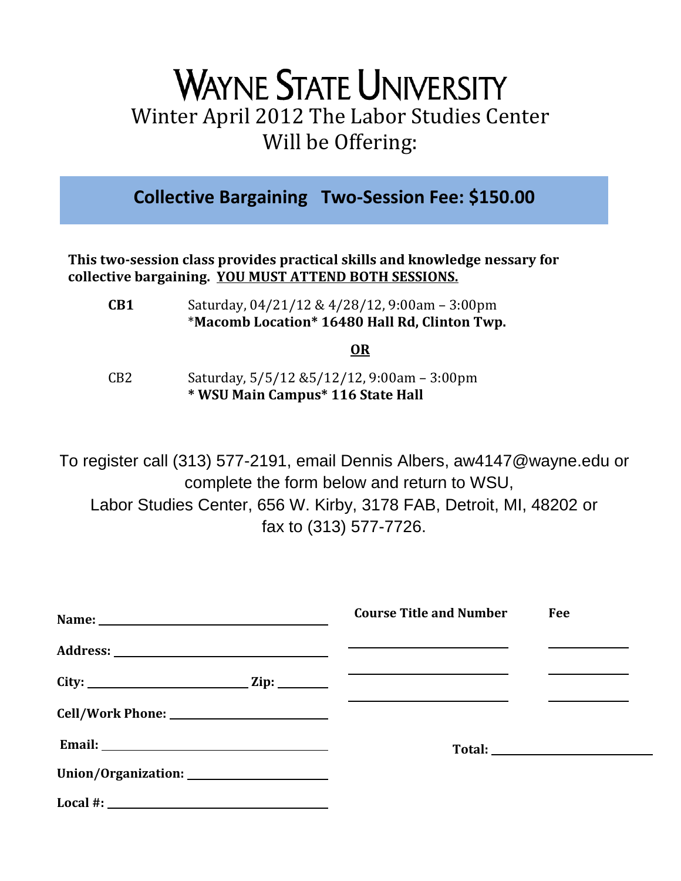# WAYNE STATE UNIVERSITY

Winter April 2012 The Labor Studies Center Will be Offering:

## Collective Bargaining Two-Session Fee: $150.00

**This two-session class provides practical skills and knowledge nessary for collective bargaining. YOU MUST ATTEND BOTH SESSIONS.**

**CB1** Saturday, 04/21/12 & 4/28/12, 9:00am – 3:00pm
*__Macomb Location__* **16480 Hall Rd, Clinton Twp.**

**OR**

CB2 Saturday, 5/5/12 &5/12/12, 9:00am – 3:00pm
**\* WSU Main Campus\* 116 State Hall**

To register call (313) 577-2191, email Dennis Albers, aw4147@wayne.edu or complete the form below and return to WSU, Labor Studies Center, 656 W. Kirby, 3178 FAB, Detroit, MI, 48202 or fax to (313) 577-7726.

**Name:** ______________________

**Address:** ______________________

**City:** ______________ **Zip:** ________

**Cell/Work Phone:** ______________________

**Email:** ______________________

**Union/Organization:** ______________________

**Local #:** ______________________

| Course Title and Number | Fee |
| --- | --- |
| | |
| | |
| | |

**Total:** ______________________